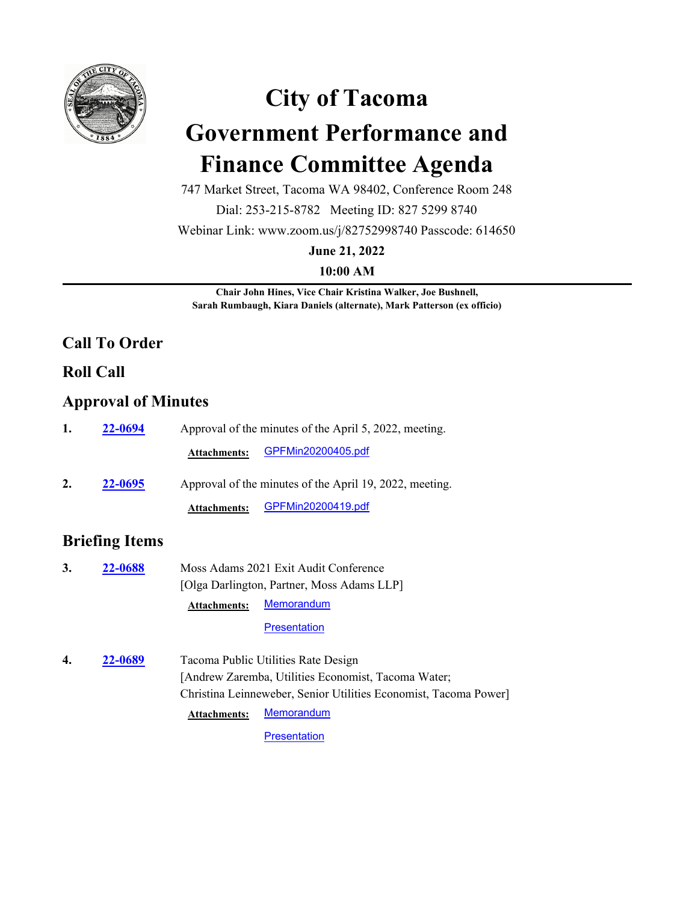# City of Tacoma

# Government Performance and Finance Committee Agenda

747 Market Street, Tacoma WA 98402, Conference Room 248

Dial: 253-215-8782 Meeting ID: 827 5299 8740

Webinar Link: www.zoom.us/j/82752998740 Passcode: 614650

**June 21, 2022**

**10:00 AM**

---

**Chair John Hines, Vice Chair Kristina Walker, Joe Bushnell, Sarah Rumbaugh, Kiara Daniels (alternate), Mark Patterson (ex officio)**

## Call To Order

## Roll Call

## Approval of Minutes

**1.** **22-0694** Approval of the minutes of the April 5, 2022, meeting.

**Attachments:** GPFMin20200405.pdf

**2.** **22-0695** Approval of the minutes of the April 19, 2022, meeting.

**Attachments:** GPFMin20200419.pdf

## Briefing Items

**3.** **22-0688** Moss Adams 2021 Exit Audit Conference
[Olga Darlington, Partner, Moss Adams LLP]

**Attachments:** Memorandum

Presentation

**4.** **22-0689** Tacoma Public Utilities Rate Design
[Andrew Zaremba, Utilities Economist, Tacoma Water;
Christina Leinneweber, Senior Utilities Economist, Tacoma Power]

**Attachments:** Memorandum

Presentation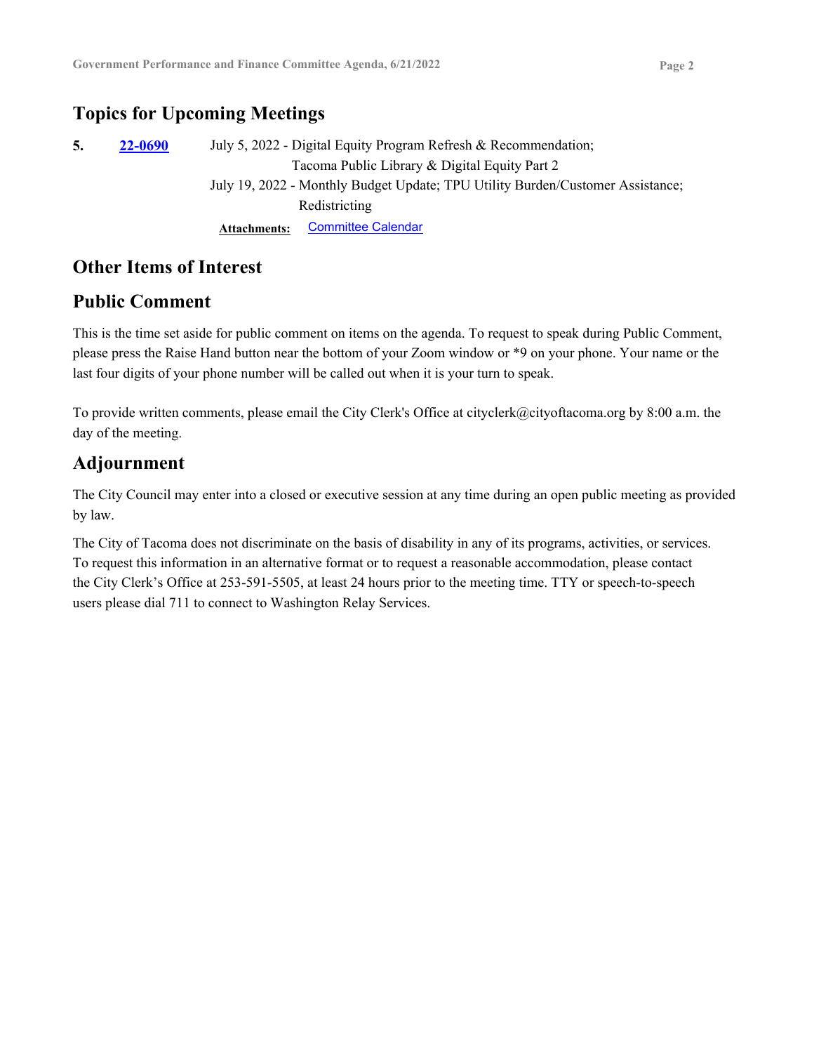## Topics for Upcoming Meetings

**5.** **22-0690** July 5, 2022 - Digital Equity Program Refresh & Recommendation; Tacoma Public Library & Digital Equity Part 2

July 19, 2022 - Monthly Budget Update; TPU Utility Burden/Customer Assistance; Redistricting

**Attachments:** Committee Calendar

## Other Items of Interest

## Public Comment

This is the time set aside for public comment on items on the agenda. To request to speak during Public Comment, please press the Raise Hand button near the bottom of your Zoom window or *9 on your phone. Your name or the last four digits of your phone number will be called out when it is your turn to speak.

To provide written comments, please email the City Clerk's Office at cityclerk@cityoftacoma.org by 8:00 a.m. the day of the meeting.

## Adjournment

The City Council may enter into a closed or executive session at any time during an open public meeting as provided by law.

The City of Tacoma does not discriminate on the basis of disability in any of its programs, activities, or services. To request this information in an alternative format or to request a reasonable accommodation, please contact the City Clerk's Office at 253-591-5505, at least 24 hours prior to the meeting time. TTY or speech-to-speech users please dial 711 to connect to Washington Relay Services.